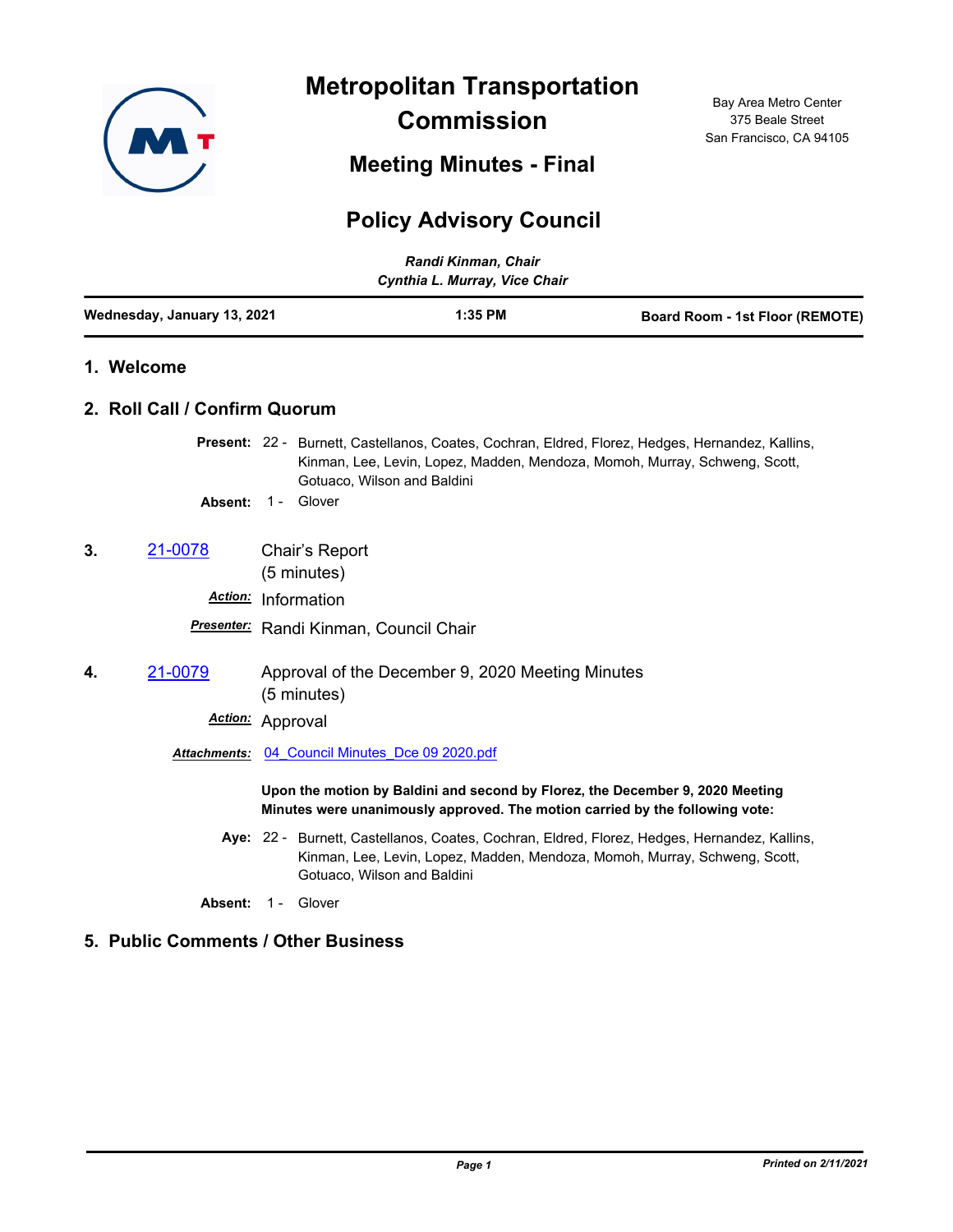# Metropolitan Transportation Commission

Bay Area Metro Center
375 Beale Street
San Francisco, CA 94105

## Meeting Minutes - Final

## Policy Advisory Council

*Randi Kinman, Chair*
*Cynthia L. Murray, Vice Chair*

**Wednesday, January 13, 2021** | **1:35 PM** | **Board Room - 1st Floor (REMOTE)**

### 1. Welcome

### 2. Roll Call / Confirm Quorum

**Present:** 22 - Burnett, Castellanos, Coates, Cochran, Eldred, Florez, Hedges, Hernandez, Kallins, Kinman, Lee, Levin, Lopez, Madden, Mendoza, Momoh, Murray, Schweng, Scott, Gotuaco, Wilson and Baldini

**Absent:** 1 - Glover

**3.** 21-0078 Chair's Report (5 minutes)

***Action:*** Information

***Presenter:*** Randi Kinman, Council Chair

**4.** 21-0079 Approval of the December 9, 2020 Meeting Minutes (5 minutes)

***Action:*** Approval

***Attachments:*** 04_Council Minutes_Dce 09 2020.pdf

**Upon the motion by Baldini and second by Florez, the December 9, 2020 Meeting Minutes were unanimously approved. The motion carried by the following vote:**

**Aye:** 22 - Burnett, Castellanos, Coates, Cochran, Eldred, Florez, Hedges, Hernandez, Kallins, Kinman, Lee, Levin, Lopez, Madden, Mendoza, Momoh, Murray, Schweng, Scott, Gotuaco, Wilson and Baldini

**Absent:** 1 - Glover

### 5. Public Comments / Other Business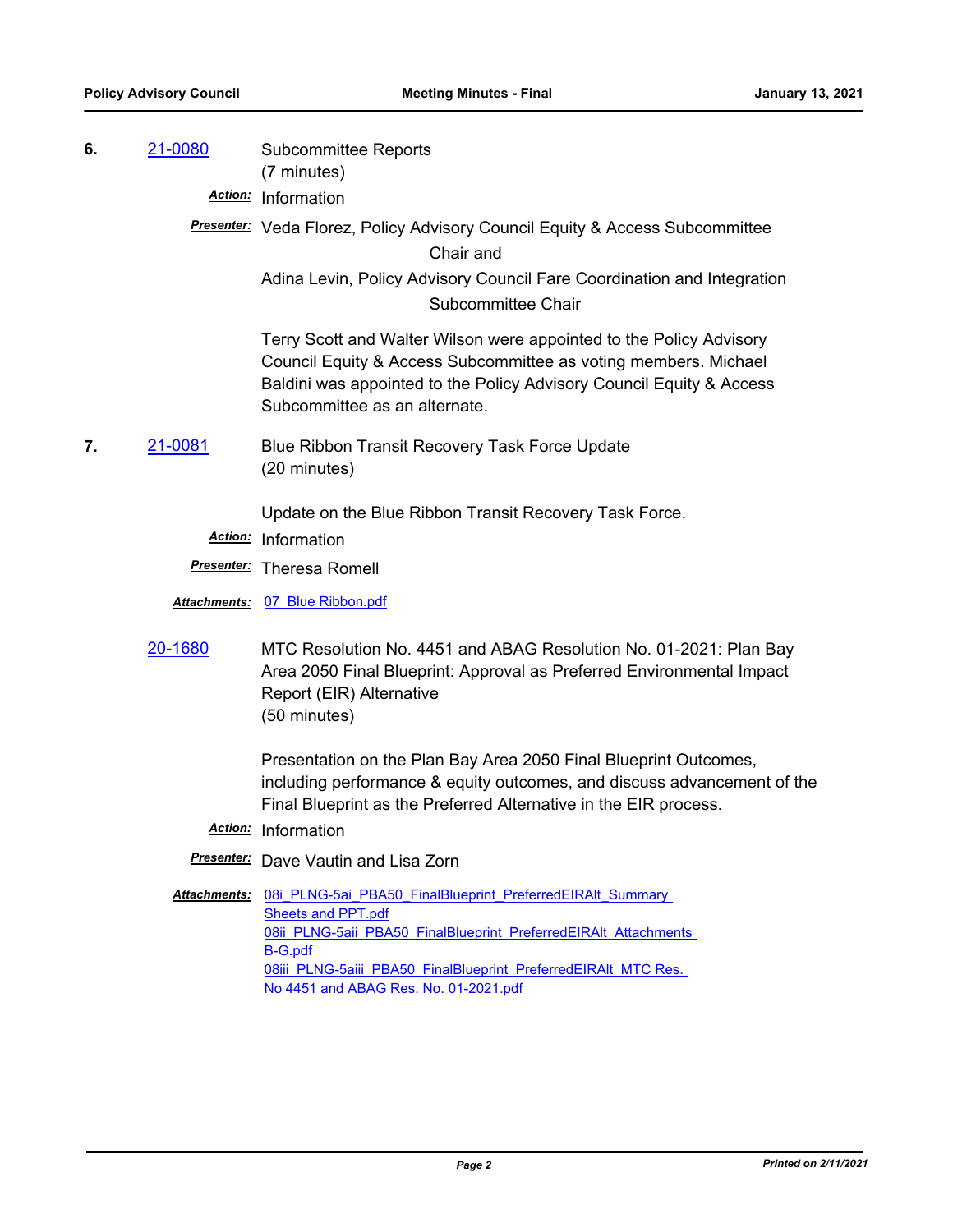**6.** 21-0080 Subcommittee Reports
(7 minutes)

***Action:*** Information

***Presenter:*** Veda Florez, Policy Advisory Council Equity & Access Subcommittee Chair and
Adina Levin, Policy Advisory Council Fare Coordination and Integration Subcommittee Chair

Terry Scott and Walter Wilson were appointed to the Policy Advisory Council Equity & Access Subcommittee as voting members. Michael Baldini was appointed to the Policy Advisory Council Equity & Access Subcommittee as an alternate.

**7.** 21-0081 Blue Ribbon Transit Recovery Task Force Update
(20 minutes)

Update on the Blue Ribbon Transit Recovery Task Force.

***Action:*** Information

***Presenter:*** Theresa Romell

***Attachments:*** 07_Blue Ribbon.pdf

20-1680 MTC Resolution No. 4451 and ABAG Resolution No. 01-2021: Plan Bay Area 2050 Final Blueprint: Approval as Preferred Environmental Impact Report (EIR) Alternative
(50 minutes)

Presentation on the Plan Bay Area 2050 Final Blueprint Outcomes, including performance & equity outcomes, and discuss advancement of the Final Blueprint as the Preferred Alternative in the EIR process.

***Action:*** Information

***Presenter:*** Dave Vautin and Lisa Zorn

***Attachments:*** 08i_PLNG-5ai_PBA50_FinalBlueprint_PreferredEIRAlt_Summary Sheets and PPT.pdf
08ii_PLNG-5aii_PBA50_FinalBlueprint_PreferredEIRAlt_Attachments B-G.pdf
08iii_PLNG-5aiii_PBA50_FinalBlueprint_PreferredEIRAlt_MTC Res. No 4451 and ABAG Res. No. 01-2021.pdf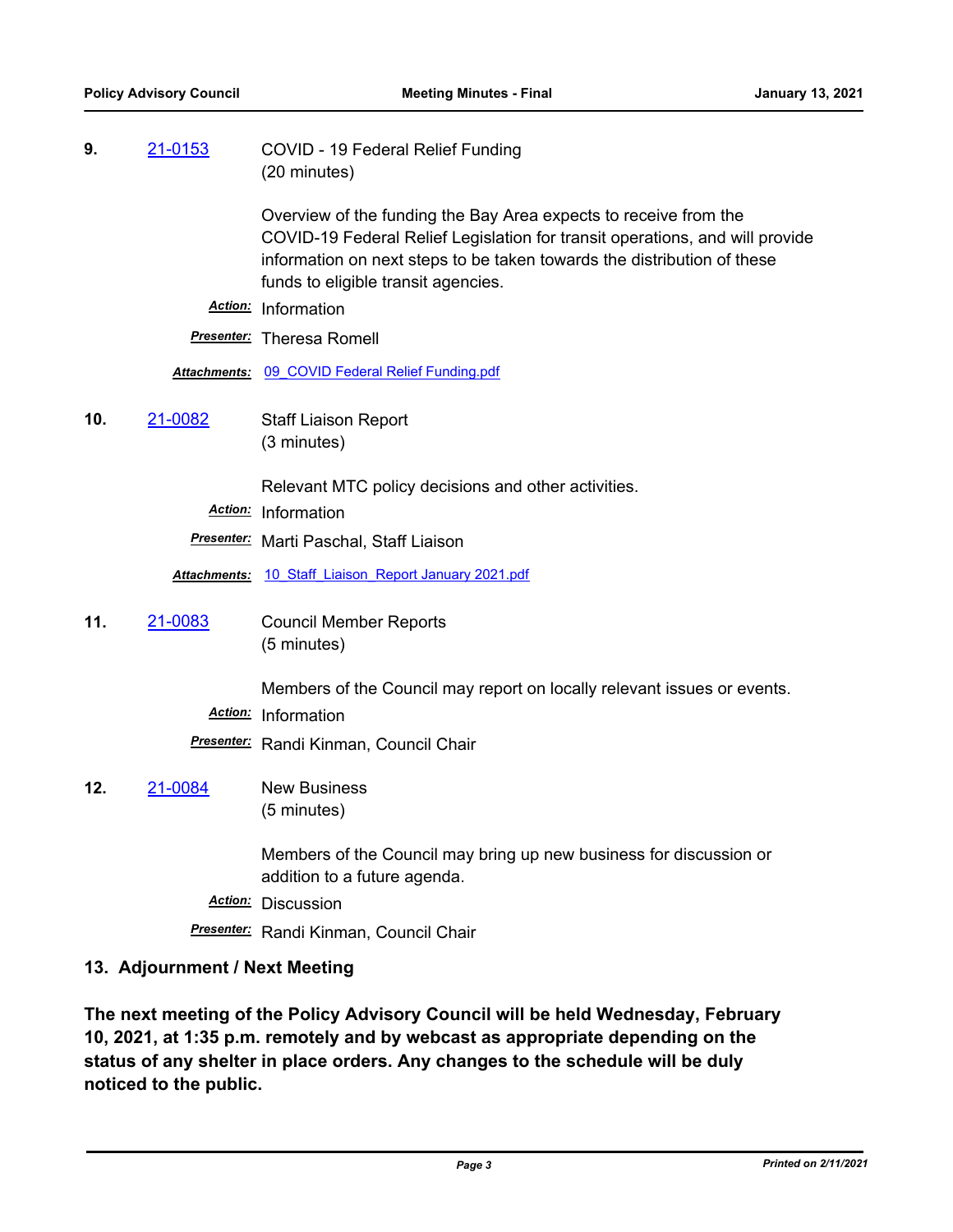**9.** 21-0153 COVID - 19 Federal Relief Funding
(20 minutes)

Overview of the funding the Bay Area expects to receive from the COVID-19 Federal Relief Legislation for transit operations, and will provide information on next steps to be taken towards the distribution of these funds to eligible transit agencies.

***Action:*** Information

***Presenter:*** Theresa Romell

***Attachments:*** 09_COVID Federal Relief Funding.pdf

**10.** 21-0082 Staff Liaison Report
(3 minutes)

Relevant MTC policy decisions and other activities.

***Action:*** Information

***Presenter:*** Marti Paschal, Staff Liaison

***Attachments:*** 10_Staff_Liaison_Report January 2021.pdf

**11.** 21-0083 Council Member Reports
(5 minutes)

Members of the Council may report on locally relevant issues or events.

***Action:*** Information

***Presenter:*** Randi Kinman, Council Chair

**12.** 21-0084 New Business
(5 minutes)

Members of the Council may bring up new business for discussion or addition to a future agenda.

***Action:*** Discussion

***Presenter:*** Randi Kinman, Council Chair

## 13. Adjournment / Next Meeting

**The next meeting of the Policy Advisory Council will be held Wednesday, February 10, 2021, at 1:35 p.m. remotely and by webcast as appropriate depending on the status of any shelter in place orders. Any changes to the schedule will be duly noticed to the public.**